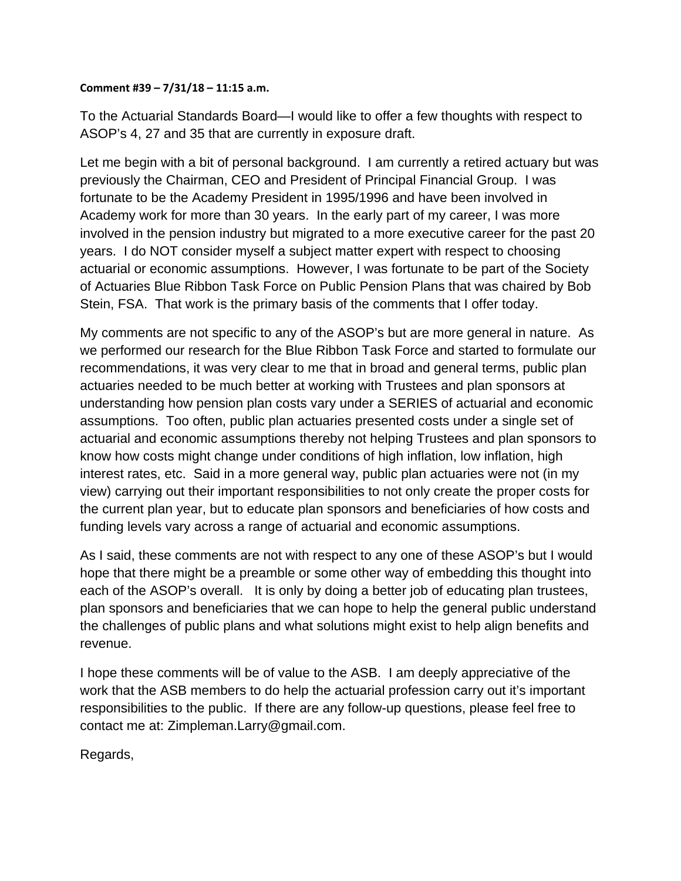**Comment #39 – 7/31/18 – 11:15 a.m.**

To the Actuarial Standards Board—I would like to offer a few thoughts with respect to ASOP's 4, 27 and 35 that are currently in exposure draft.

Let me begin with a bit of personal background. I am currently a retired actuary but was previously the Chairman, CEO and President of Principal Financial Group. I was fortunate to be the Academy President in 1995/1996 and have been involved in Academy work for more than 30 years. In the early part of my career, I was more involved in the pension industry but migrated to a more executive career for the past 20 years. I do NOT consider myself a subject matter expert with respect to choosing actuarial or economic assumptions. However, I was fortunate to be part of the Society of Actuaries Blue Ribbon Task Force on Public Pension Plans that was chaired by Bob Stein, FSA. That work is the primary basis of the comments that I offer today.

My comments are not specific to any of the ASOP's but are more general in nature. As we performed our research for the Blue Ribbon Task Force and started to formulate our recommendations, it was very clear to me that in broad and general terms, public plan actuaries needed to be much better at working with Trustees and plan sponsors at understanding how pension plan costs vary under a SERIES of actuarial and economic assumptions. Too often, public plan actuaries presented costs under a single set of actuarial and economic assumptions thereby not helping Trustees and plan sponsors to know how costs might change under conditions of high inflation, low inflation, high interest rates, etc. Said in a more general way, public plan actuaries were not (in my view) carrying out their important responsibilities to not only create the proper costs for the current plan year, but to educate plan sponsors and beneficiaries of how costs and funding levels vary across a range of actuarial and economic assumptions.

As I said, these comments are not with respect to any one of these ASOP's but I would hope that there might be a preamble or some other way of embedding this thought into each of the ASOP's overall. It is only by doing a better job of educating plan trustees, plan sponsors and beneficiaries that we can hope to help the general public understand the challenges of public plans and what solutions might exist to help align benefits and revenue.

I hope these comments will be of value to the ASB. I am deeply appreciative of the work that the ASB members to do help the actuarial profession carry out it's important responsibilities to the public. If there are any follow-up questions, please feel free to contact me at: Zimpleman.Larry@gmail.com.

Regards,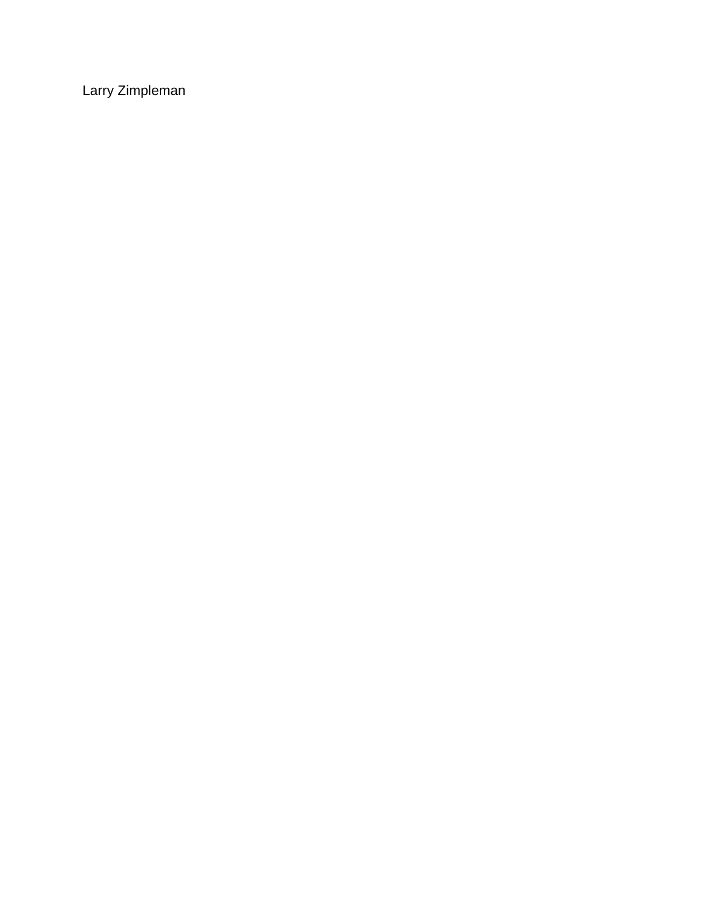Larry Zimpleman